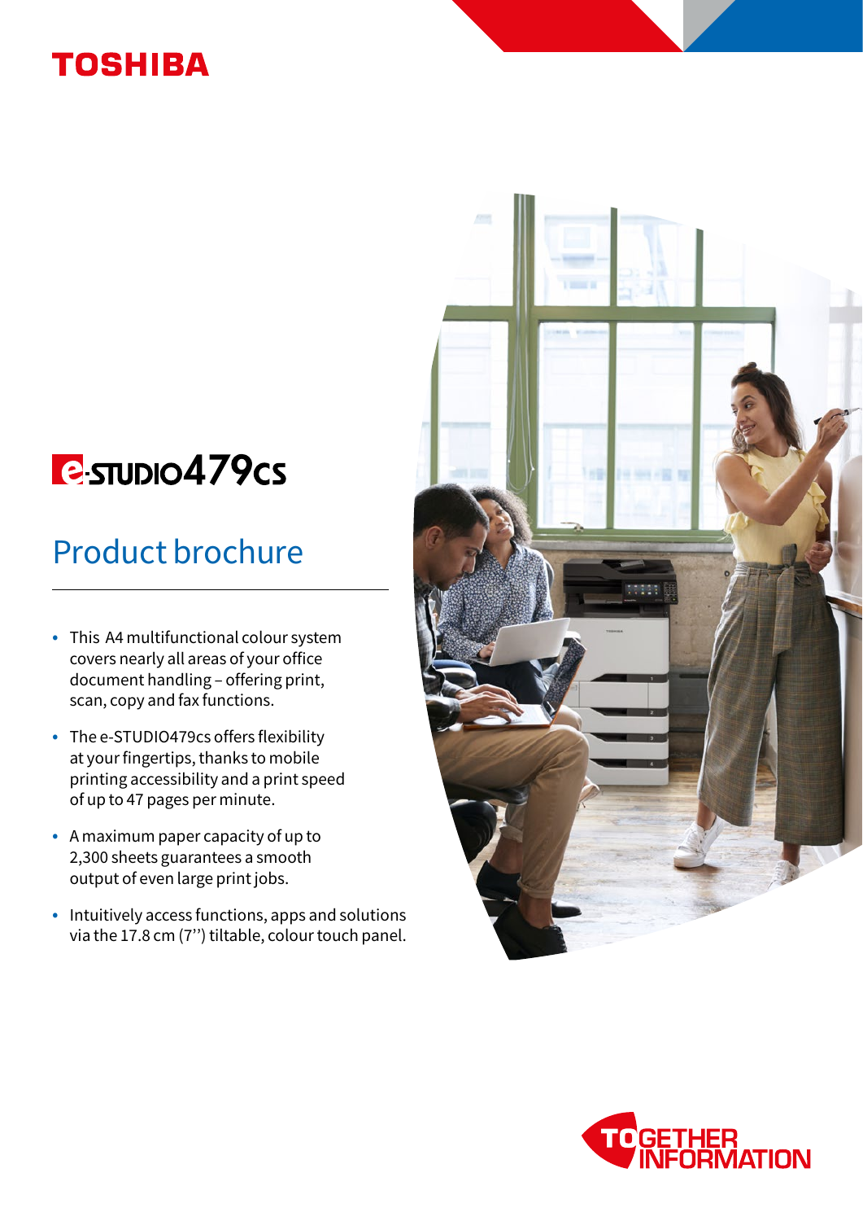TOSHIBA

# e-STUDIO479cs

## Product brochure

- This A4 multifunctional colour system covers nearly all areas of your office document handling – offering print, scan, copy and fax functions.
- The e-STUDIO479cs offers flexibility at your fingertips, thanks to mobile printing accessibility and a print speed of up to 47 pages per minute.
- A maximum paper capacity of up to 2,300 sheets guarantees a smooth output of even large print jobs.
- Intuitively access functions, apps and solutions via the 17.8 cm (7'') tiltable, colour touch panel.

TOGETHER INFORMATION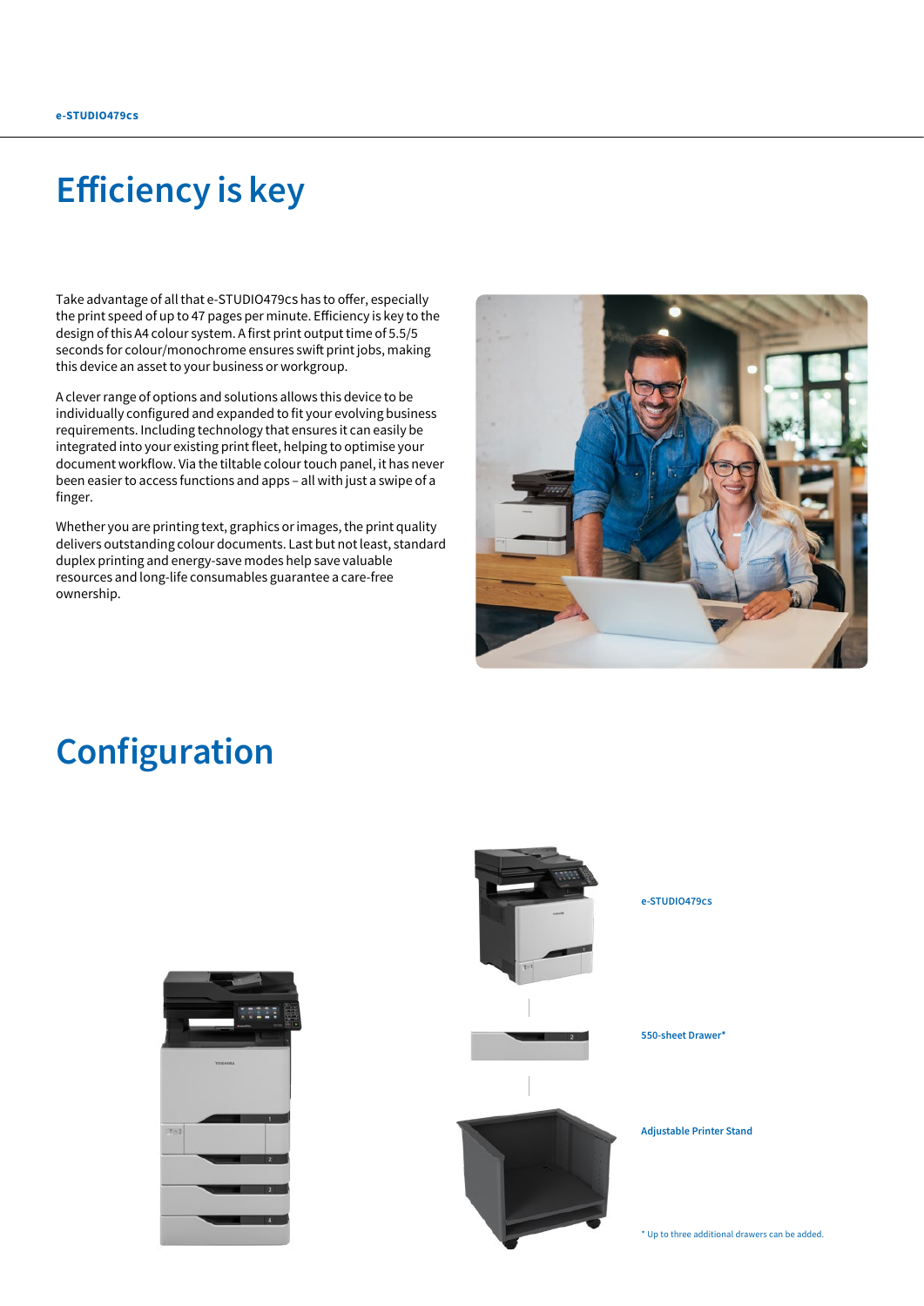# Efficiency is key

Take advantage of all that e-STUDIO479cs has to offer, especially the print speed of up to 47 pages per minute. Efficiency is key to the design of this A4 colour system. A first print output time of 5.5/5 seconds for colour/monochrome ensures swift print jobs, making this device an asset to your business or workgroup.

A clever range of options and solutions allows this device to be individually configured and expanded to fit your evolving business requirements. Including technology that ensures it can easily be integrated into your existing print fleet, helping to optimise your document workflow. Via the tiltable colour touch panel, it has never been easier to access functions and apps – all with just a swipe of a finger.

Whether you are printing text, graphics or images, the print quality delivers outstanding colour documents. Last but not least, standard duplex printing and energy-save modes help save valuable resources and long-life consumables guarantee a care-free ownership.

# Configuration

e-STUDIO479cs

550-sheet Drawer*

Adjustable Printer Stand

* Up to three additional drawers can be added.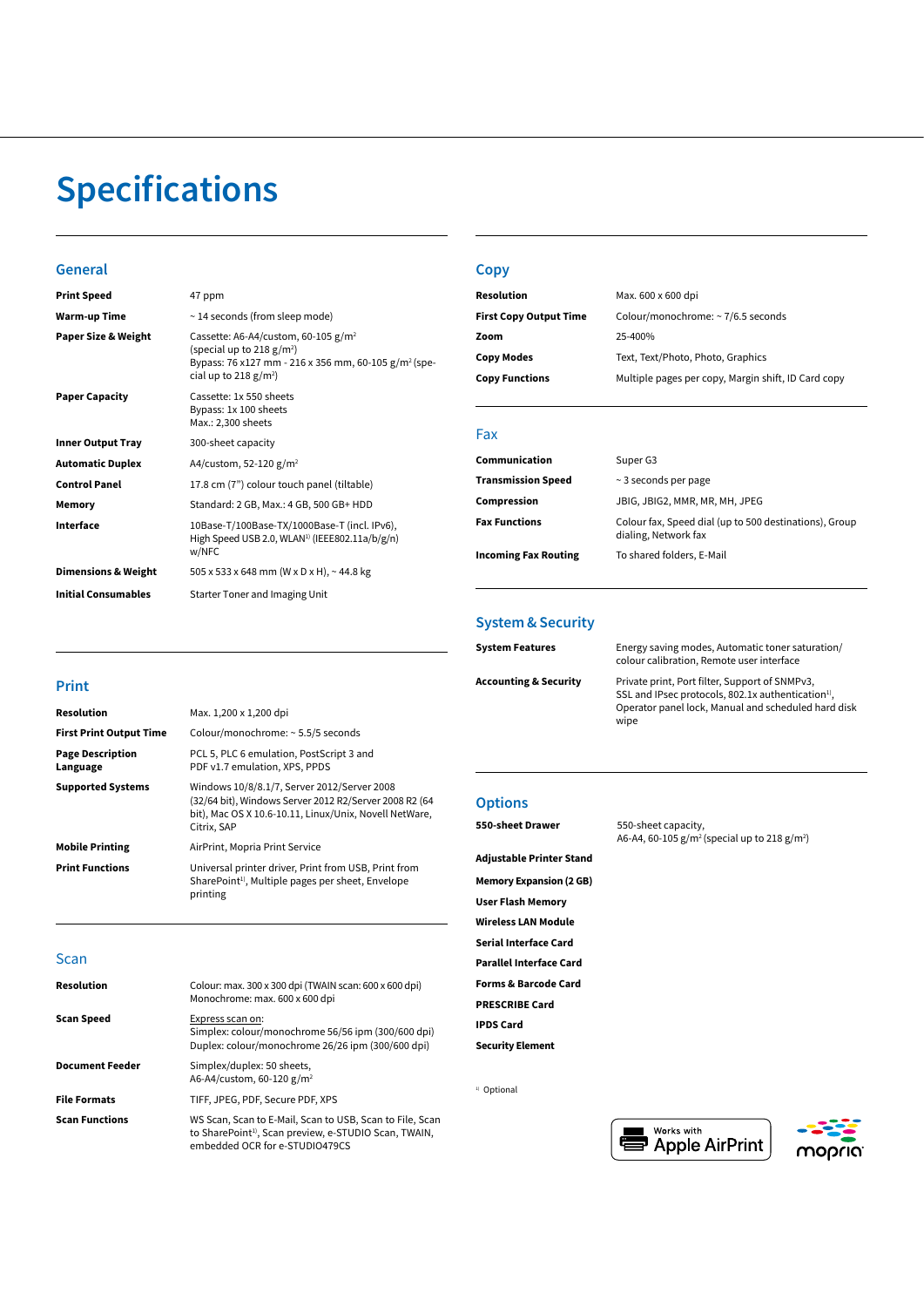# Specifications

## General

| | |
|---|---|
| **Print Speed** | 47 ppm |
| **Warm-up Time** | ~ 14 seconds (from sleep mode) |
| **Paper Size & Weight** | Cassette: A6-A4/custom, 60-105 g/m² (special up to 218 g/m²) Bypass: 76 x127 mm - 216 x 356 mm, 60-105 g/m² (special up to 218 g/m²) |
| **Paper Capacity** | Cassette: 1x 550 sheets Bypass: 1x 100 sheets Max.: 2,300 sheets |
| **Inner Output Tray** | 300-sheet capacity |
| **Automatic Duplex** | A4/custom, 52-120 g/m² |
| **Control Panel** | 17.8 cm (7") colour touch panel (tiltable) |
| **Memory** | Standard: 2 GB, Max.: 4 GB, 500 GB+ HDD |
| **Interface** | 10Base-T/100Base-TX/1000Base-T (incl. IPv6), High Speed USB 2.0, WLAN[1] (IEEE802.11a/b/g/n) w/NFC |
| **Dimensions & Weight** | 505 x 533 x 648 mm (W x D x H), ~ 44.8 kg |
| **Initial Consumables** | Starter Toner and Imaging Unit |

## Print

| | |
|---|---|
| **Resolution** | Max. 1,200 x 1,200 dpi |
| **First Print Output Time** | Colour/monochrome: ~ 5.5/5 seconds |
| **Page Description Language** | PCL 5, PLC 6 emulation, PostScript 3 and PDF v1.7 emulation, XPS, PPDS |
| **Supported Systems** | Windows 10/8/8.1/7, Server 2012/Server 2008 (32/64 bit), Windows Server 2012 R2/Server 2008 R2 (64 bit), Mac OS X 10.6-10.11, Linux/Unix, Novell NetWare, Citrix, SAP |
| **Mobile Printing** | AirPrint, Mopria Print Service |
| **Print Functions** | Universal printer driver, Print from USB, Print from SharePoint[1], Multiple pages per sheet, Envelope printing |

## Scan

| | |
|---|---|
| **Resolution** | Colour: max. 300 x 300 dpi (TWAIN scan: 600 x 600 dpi) Monochrome: max. 600 x 600 dpi |
| **Scan Speed** | Express scan on: Simplex: colour/monochrome 56/56 ipm (300/600 dpi) Duplex: colour/monochrome 26/26 ipm (300/600 dpi) |
| **Document Feeder** | Simplex/duplex: 50 sheets, A6-A4/custom, 60-120 g/m² |
| **File Formats** | TIFF, JPEG, PDF, Secure PDF, XPS |
| **Scan Functions** | WS Scan, Scan to E-Mail, Scan to USB, Scan to File, Scan to SharePoint[1], Scan preview, e-STUDIO Scan, TWAIN, embedded OCR for e-STUDIO479CS |

## Copy

| | |
|---|---|
| **Resolution** | Max. 600 x 600 dpi |
| **First Copy Output Time** | Colour/monochrome: ~ 7/6.5 seconds |
| **Zoom** | 25-400% |
| **Copy Modes** | Text, Text/Photo, Photo, Graphics |
| **Copy Functions** | Multiple pages per copy, Margin shift, ID Card copy |

## Fax

| | |
|---|---|
| **Communication** | Super G3 |
| **Transmission Speed** | ~ 3 seconds per page |
| **Compression** | JBIG, JBIG2, MMR, MR, MH, JPEG |
| **Fax Functions** | Colour fax, Speed dial (up to 500 destinations), Group dialing, Network fax |
| **Incoming Fax Routing** | To shared folders, E-Mail |

## System & Security

| | |
|---|---|
| **System Features** | Energy saving modes, Automatic toner saturation/colour calibration, Remote user interface |
| **Accounting & Security** | Private print, Port filter, Support of SNMPv3, SSL and IPsec protocols, 802.1x authentication[1], Operator panel lock, Manual and scheduled hard disk wipe |

## Options

| | |
|---|---|
| **550-sheet Drawer** | 550-sheet capacity, A6-A4, 60-105 g/m² (special up to 218 g/m²) |
| **Adjustable Printer Stand** | |
| **Memory Expansion (2 GB)** | |
| **User Flash Memory** | |
| **Wireless LAN Module** | |
| **Serial Interface Card** | |
| **Parallel Interface Card** | |
| **Forms & Barcode Card** | |
| **PRESCRIBE Card** | |
| **IPDS Card** | |
| **Security Element** | |

[1] Optional

Works with Apple AirPrint

mopria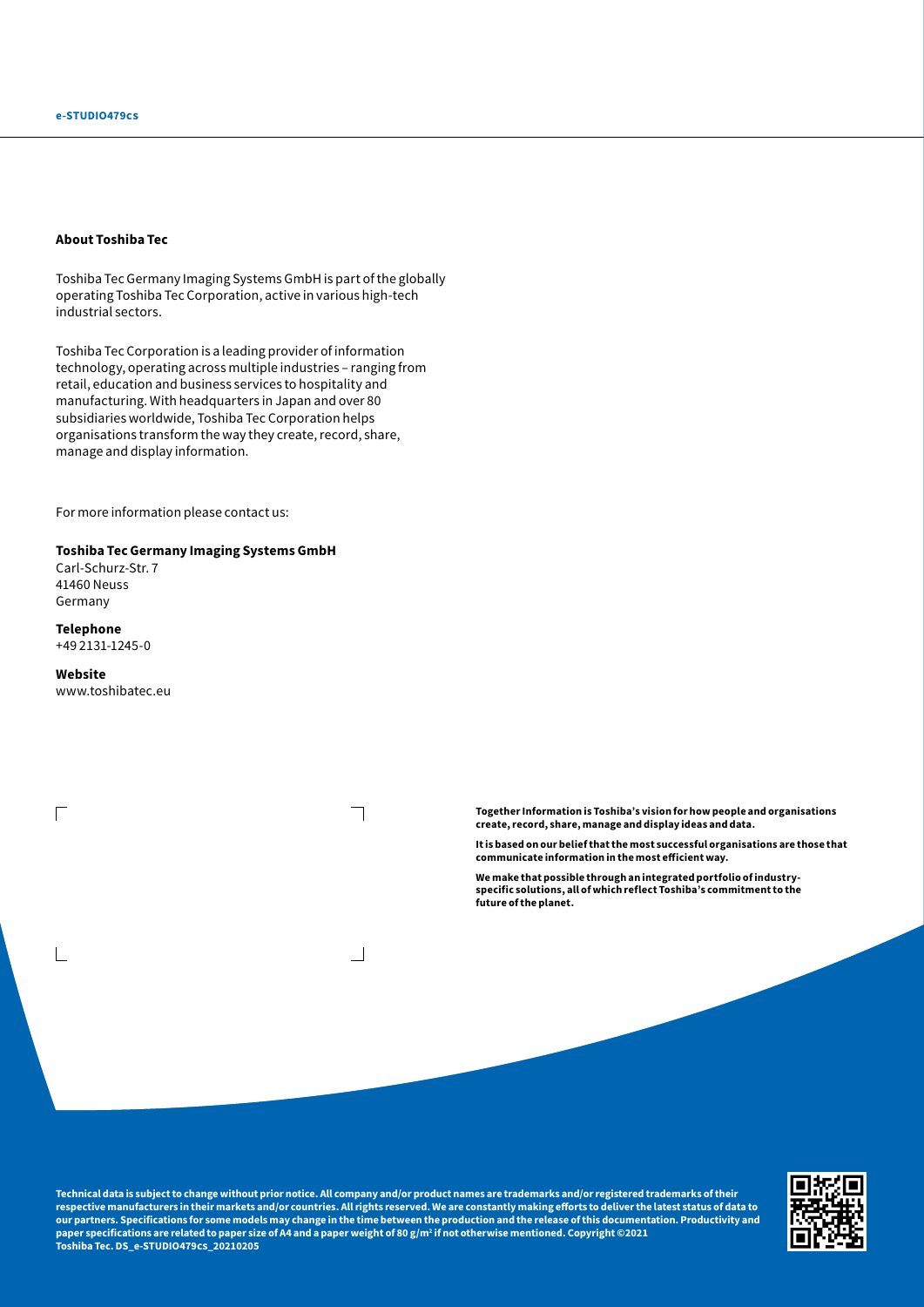## About Toshiba Tec

Toshiba Tec Germany Imaging Systems GmbH is part of the globally operating Toshiba Tec Corporation, active in various high-tech industrial sectors.

Toshiba Tec Corporation is a leading provider of information technology, operating across multiple industries – ranging from retail, education and business services to hospitality and manufacturing. With headquarters in Japan and over 80 subsidiaries worldwide, Toshiba Tec Corporation helps organisations transform the way they create, record, share, manage and display information.

For more information please contact us:

**Toshiba Tec Germany Imaging Systems GmbH**
Carl-Schurz-Str. 7
41460 Neuss
Germany

**Telephone**
+49 2131-1245-0

**Website**
www.toshibatec.eu

**Together Information is Toshiba's vision for how people and organisations create, record, share, manage and display ideas and data.**

**It is based on our belief that the most successful organisations are those that communicate information in the most efficient way.**

**We make that possible through an integrated portfolio of industry-specific solutions, all of which reflect Toshiba's commitment to the future of the planet.**

**Technical data is subject to change without prior notice. All company and/or product names are trademarks and/or registered trademarks of their respective manufacturers in their markets and/or countries. All rights reserved. We are constantly making efforts to deliver the latest status of data to our partners. Specifications for some models may change in the time between the production and the release of this documentation. Productivity and paper specifications are related to paper size of A4 and a paper weight of 80 g/m² if not otherwise mentioned. Copyright ©2021 Toshiba Tec. DS_e-STUDIO479cs_20210205**